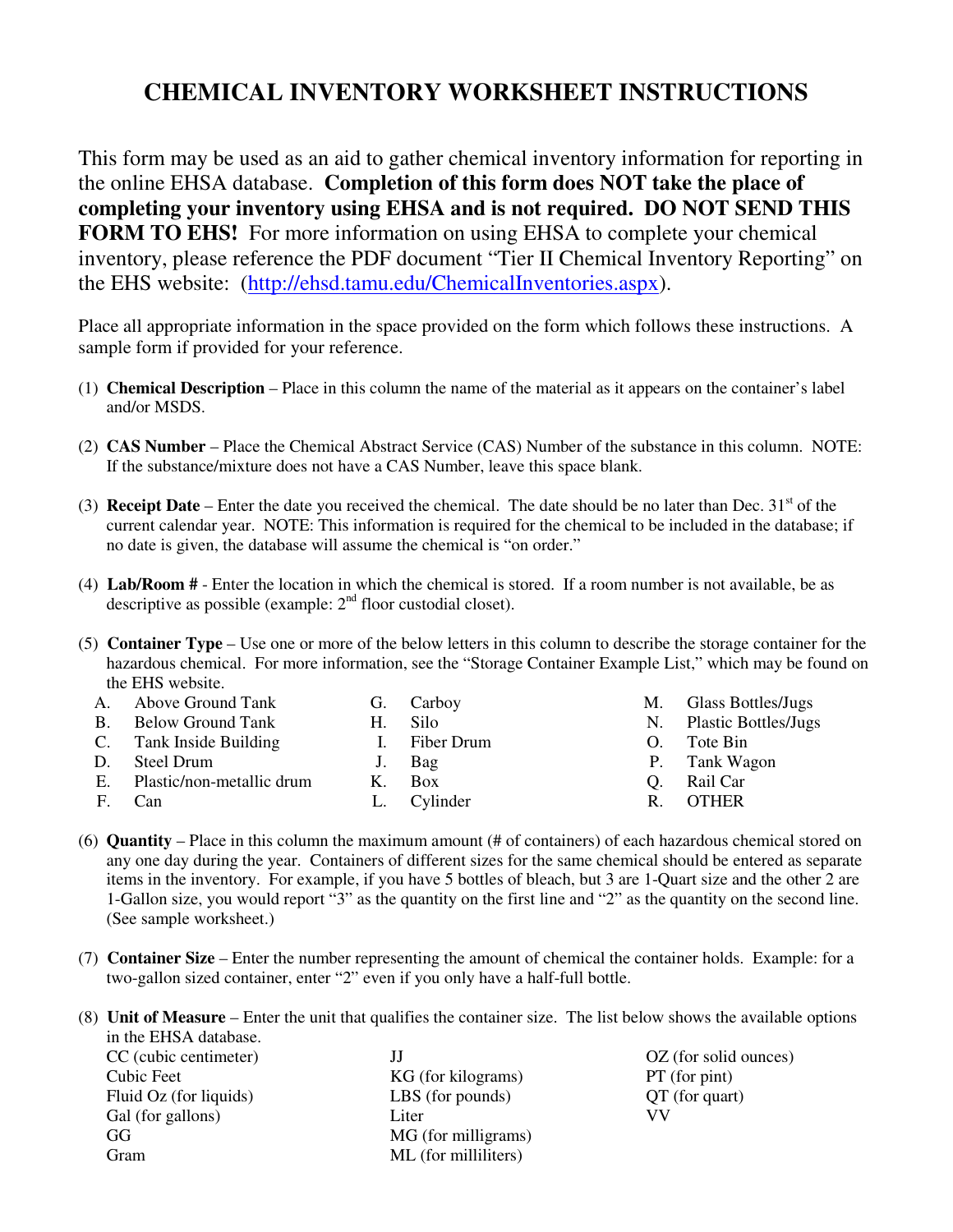# CHEMICAL INVENTORY WORKSHEET INSTRUCTIONS

This form may be used as an aid to gather chemical inventory information for reporting in the online EHSA database. **Completion of this form does NOT take the place of completing your inventory using EHSA and is not required. DO NOT SEND THIS FORM TO EHS!** For more information on using EHSA to complete your chemical inventory, please reference the PDF document "Tier II Chemical Inventory Reporting" on the EHS website: (http://ehsd.tamu.edu/ChemicalInventories.aspx).

Place all appropriate information in the space provided on the form which follows these instructions. A sample form if provided for your reference.

(1) **Chemical Description** – Place in this column the name of the material as it appears on the container's label and/or MSDS.

(2) **CAS Number** – Place the Chemical Abstract Service (CAS) Number of the substance in this column. NOTE: If the substance/mixture does not have a CAS Number, leave this space blank.

(3) **Receipt Date** – Enter the date you received the chemical. The date should be no later than Dec. 31st of the current calendar year. NOTE: This information is required for the chemical to be included in the database; if no date is given, the database will assume the chemical is "on order."

(4) **Lab/Room #** - Enter the location in which the chemical is stored. If a room number is not available, be as descriptive as possible (example: 2nd floor custodial closet).

(5) **Container Type** – Use one or more of the below letters in this column to describe the storage container for the hazardous chemical. For more information, see the "Storage Container Example List," which may be found on the EHS website.

   A. Above Ground Tank
   B. Below Ground Tank
   C. Tank Inside Building
   D. Steel Drum
   E. Plastic/non-metallic drum
   F. Can
   G. Carboy
   H. Silo
   I. Fiber Drum
   J. Bag
   K. Box
   L. Cylinder
   M. Glass Bottles/Jugs
   N. Plastic Bottles/Jugs
   O. Tote Bin
   P. Tank Wagon
   Q. Rail Car
   R. OTHER

(6) **Quantity** – Place in this column the maximum amount (# of containers) of each hazardous chemical stored on any one day during the year. Containers of different sizes for the same chemical should be entered as separate items in the inventory. For example, if you have 5 bottles of bleach, but 3 are 1-Quart size and the other 2 are 1-Gallon size, you would report "3" as the quantity on the first line and "2" as the quantity on the second line. (See sample worksheet.)

(7) **Container Size** – Enter the number representing the amount of chemical the container holds. Example: for a two-gallon sized container, enter "2" even if you only have a half-full bottle.

(8) **Unit of Measure** – Enter the unit that qualifies the container size. The list below shows the available options in the EHSA database.

   CC (cubic centimeter)
   Cubic Feet
   Fluid Oz (for liquids)
   Gal (for gallons)
   GG
   Gram
   JJ
   KG (for kilograms)
   LBS (for pounds)
   Liter
   MG (for milligrams)
   ML (for milliliters)
   OZ (for solid ounces)
   PT (for pint)
   QT (for quart)
   VV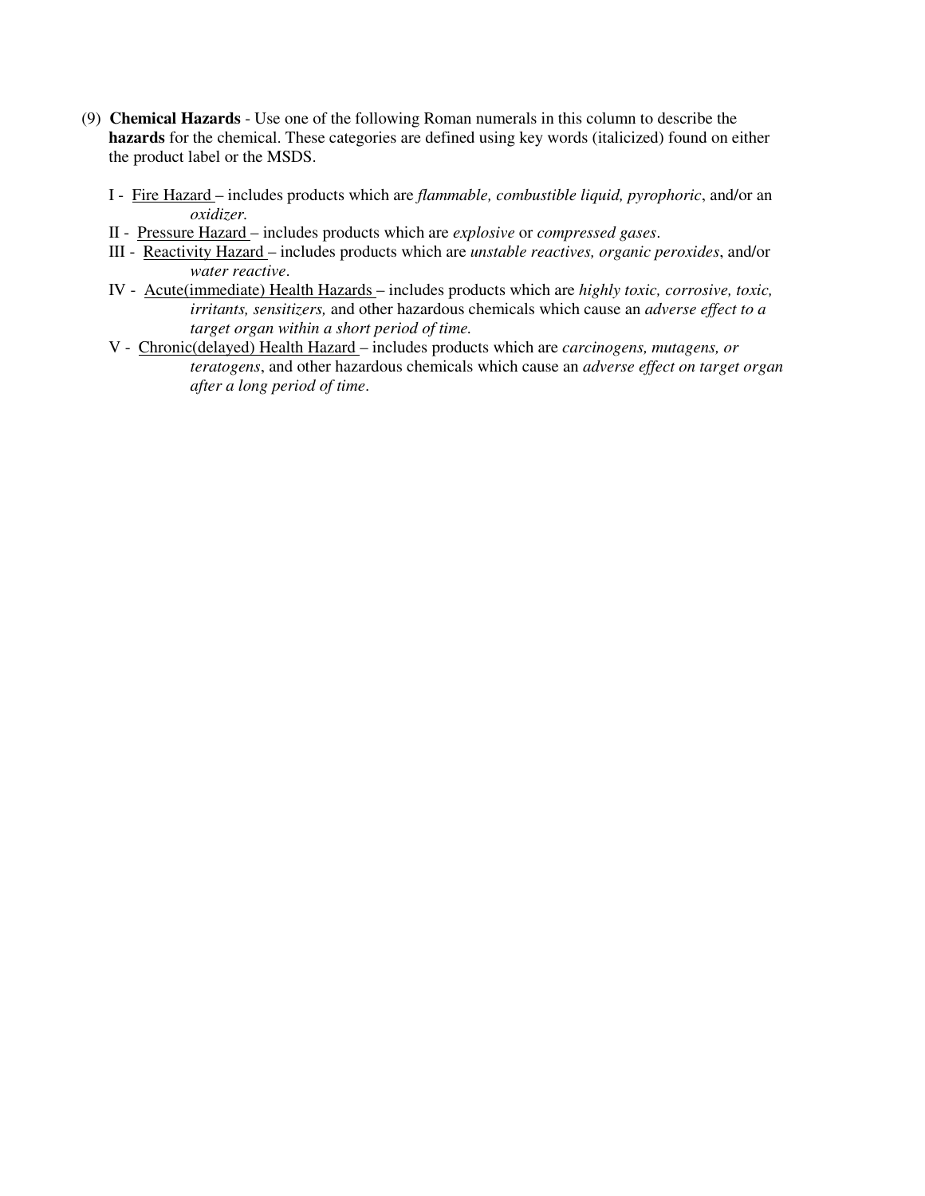(9) **Chemical Hazards** - Use one of the following Roman numerals in this column to describe the **hazards** for the chemical. These categories are defined using key words (italicized) found on either the product label or the MSDS.

- I - Fire Hazard – includes products which are *flammable, combustible liquid, pyrophoric*, and/or an *oxidizer.*
- II - Pressure Hazard – includes products which are *explosive* or *compressed gases*.
- III - Reactivity Hazard – includes products which are *unstable reactives, organic peroxides*, and/or *water reactive*.
- IV - Acute(immediate) Health Hazards – includes products which are *highly toxic, corrosive, toxic, irritants, sensitizers,* and other hazardous chemicals which cause an *adverse effect to a target organ within a short period of time.*
- V - Chronic(delayed) Health Hazard – includes products which are *carcinogens, mutagens, or teratogens*, and other hazardous chemicals which cause an *adverse effect on target organ after a long period of time*.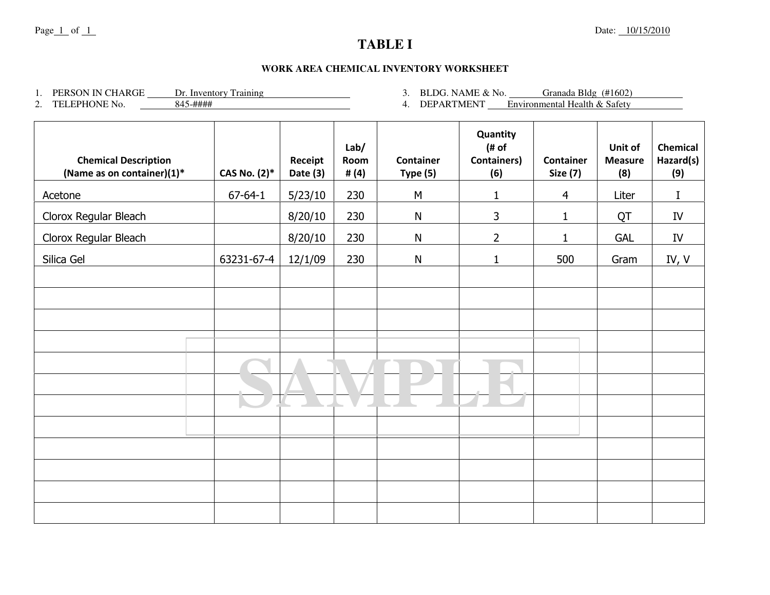Date: 10/15/2010

# TABLE I

## WORK AREA CHEMICAL INVENTORY WORKSHEET

1. PERSON IN CHARGE Dr. Inventory Training
2. TELEPHONE No. 845-####
3. BLDG. NAME & No. Granada Bldg (#1602)
4. DEPARTMENT Environmental Health & Safety

| Chemical Description (Name as on container)(1)* | CAS No. (2)* | Receipt Date (3) | Lab/ Room # (4) | Container Type (5) | Quantity (# of Containers) (6) | Container Size (7) | Unit of Measure (8) | Chemical Hazard(s) (9) |
|---|---|---|---|---|---|---|---|---|
| Acetone | 67-64-1 | 5/23/10 | 230 | M | 1 | 4 | Liter | I |
| Clorox Regular Bleach | | 8/20/10 | 230 | N | 3 | 1 | QT | IV |
| Clorox Regular Bleach | | 8/20/10 | 230 | N | 2 | 1 | GAL | IV |
| Silica Gel | 63231-67-4 | 12/1/09 | 230 | N | 1 | 500 | Gram | IV, V |
| | | | | | | | | |
| | | | | | | | | |
| | | | | | | | | |
| | | | | | | | | |
| | | | | | | | | |
| | | | | | | | | |
| | | | | | | | | |
| | | | | | | | | |
| | | | | | | | | |
| | | | | | | | | |
| | | | | | | | | |
| | | | | | | | | |

SAMPLE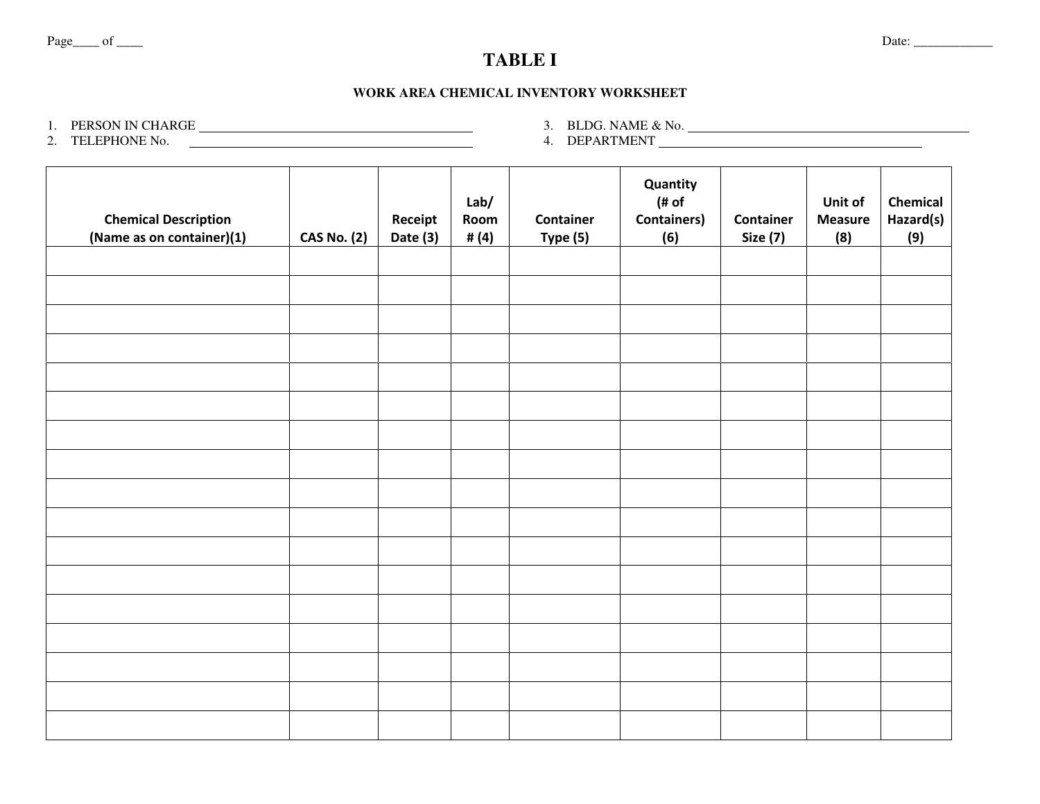Page____ of ____

Date: ____________

# TABLE I

## WORK AREA CHEMICAL INVENTORY WORKSHEET

1. PERSON IN CHARGE ________________________________________
2. TELEPHONE No. ________________________________________
3. BLDG. NAME & No. ________________________________________
4. DEPARTMENT ________________________________________

| Chemical Description (Name as on container)(1) | CAS No. (2) | Receipt Date (3) | Lab/ Room # (4) | Container Type (5) | Quantity (# of Containers) (6) | Container Size (7) | Unit of Measure (8) | Chemical Hazard(s) (9) |
|---|---|---|---|---|---|---|---|---|
| | | | | | | | | |
| | | | | | | | | |
| | | | | | | | | |
| | | | | | | | | |
| | | | | | | | | |
| | | | | | | | | |
| | | | | | | | | |
| | | | | | | | | |
| | | | | | | | | |
| | | | | | | | | |
| | | | | | | | | |
| | | | | | | | | |
| | | | | | | | | |
| | | | | | | | | |
| | | | | | | | | |
| | | | | | | | | |
| | | | | | | | | |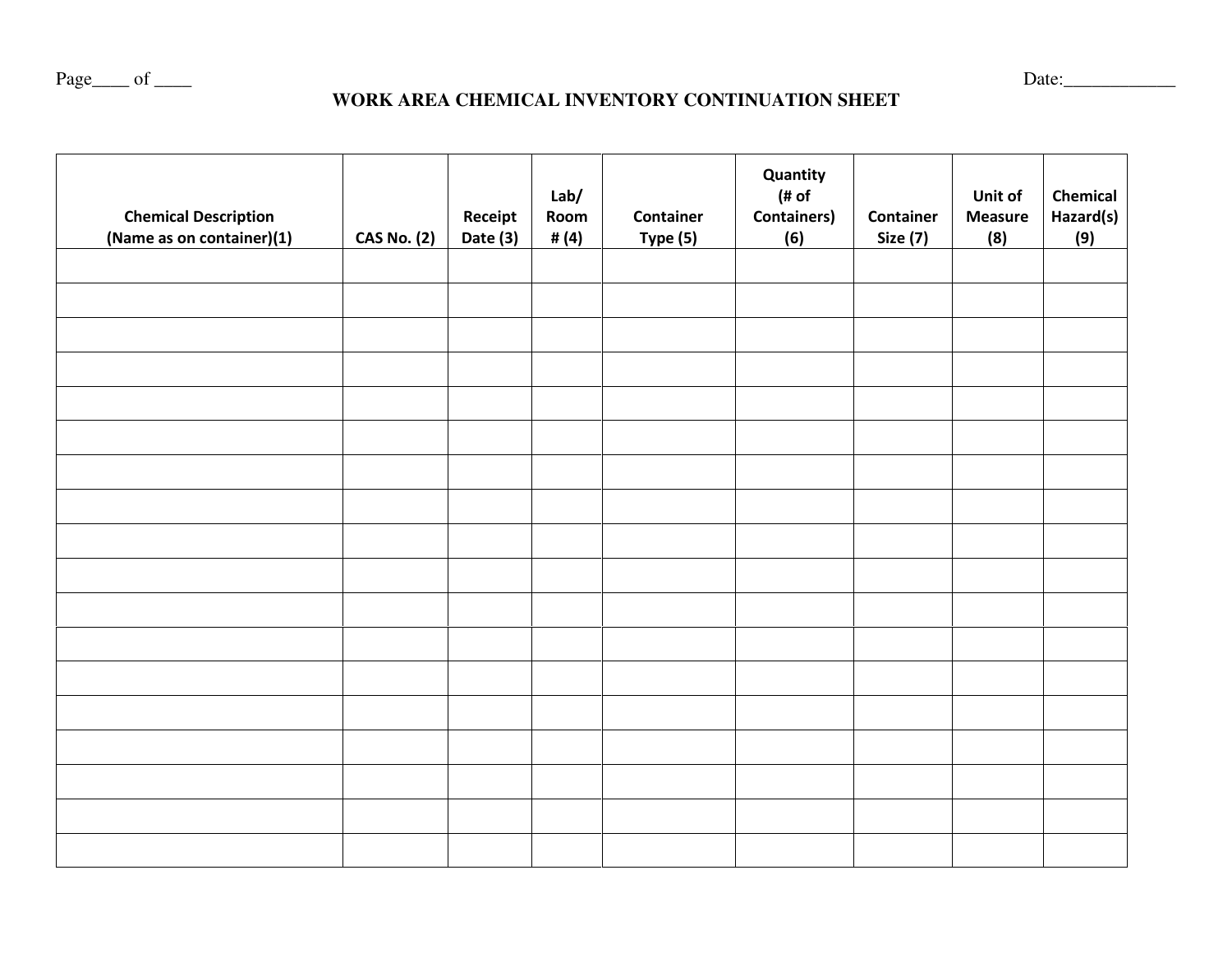Page____ of ____

Date:____________

# WORK AREA CHEMICAL INVENTORY CONTINUATION SHEET

| Chemical Description (Name as on container)(1) | CAS No. (2) | Receipt Date (3) | Lab/ Room # (4) | Container Type (5) | Quantity (# of Containers) (6) | Container Size (7) | Unit of Measure (8) | Chemical Hazard(s) (9) |
|---|---|---|---|---|---|---|---|---|
| | | | | | | | | |
| | | | | | | | | |
| | | | | | | | | |
| | | | | | | | | |
| | | | | | | | | |
| | | | | | | | | |
| | | | | | | | | |
| | | | | | | | | |
| | | | | | | | | |
| | | | | | | | | |
| | | | | | | | | |
| | | | | | | | | |
| | | | | | | | | |
| | | | | | | | | |
| | | | | | | | | |
| | | | | | | | | |
| | | | | | | | | |
| | | | | | | | | |